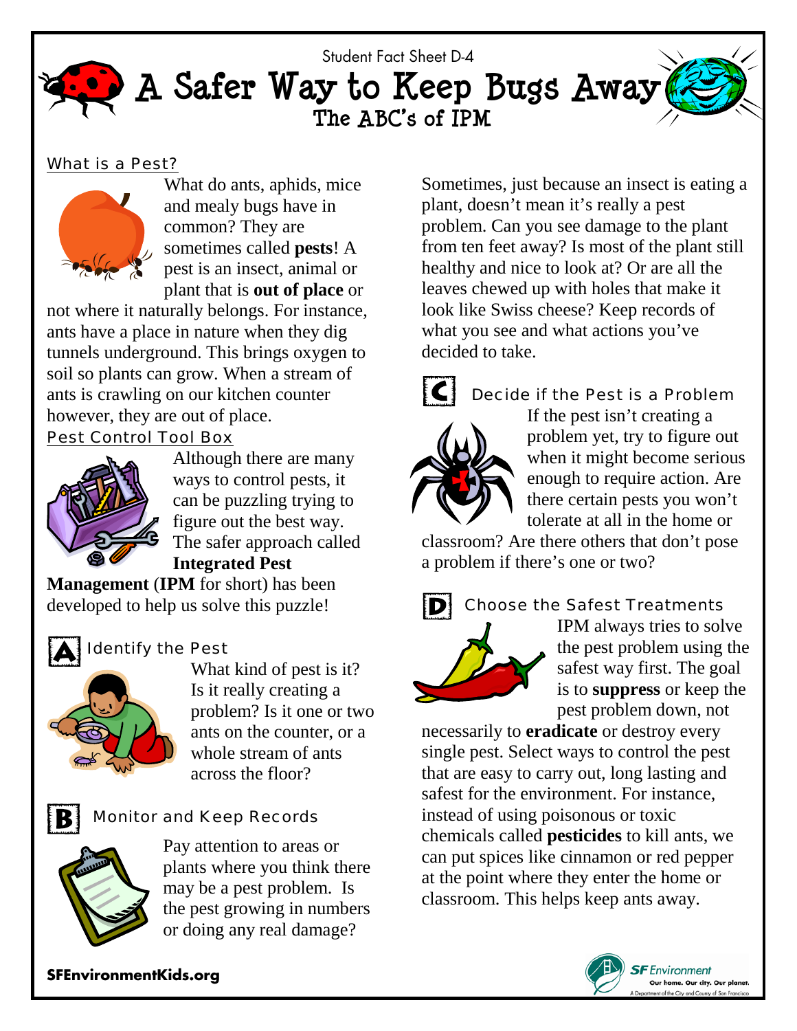Student Fact Sheet D-4

# A Safer Way to Keep Bugs Away

## The ABC's of IPM

### What is a Pest?

What do ants, aphids, mice and mealy bugs have in common? They are sometimes called **pests**! A pest is an insect, animal or plant that is **out of place** or not where it naturally belongs. For instance, ants have a place in nature when they dig tunnels underground. This brings oxygen to soil so plants can grow. When a stream of ants is crawling on our kitchen counter however, they are out of place.

### Pest Control Tool Box

Although there are many ways to control pests, it can be puzzling trying to figure out the best way. The safer approach called **Integrated Pest Management** (**IPM** for short) has been developed to help us solve this puzzle!

### A Identify the Pest

What kind of pest is it? Is it really creating a problem? Is it one or two ants on the counter, or a whole stream of ants across the floor?

### B Monitor and Keep Records

Pay attention to areas or plants where you think there may be a pest problem. Is the pest growing in numbers or doing any real damage?

Sometimes, just because an insect is eating a plant, doesn't mean it's really a pest problem. Can you see damage to the plant from ten feet away? Is most of the plant still healthy and nice to look at? Or are all the leaves chewed up with holes that make it look like Swiss cheese? Keep records of what you see and what actions you've decided to take.

### C Decide if the Pest is a Problem

If the pest isn't creating a problem yet, try to figure out when it might become serious enough to require action. Are there certain pests you won't tolerate at all in the home or classroom? Are there others that don't pose a problem if there's one or two?

### D Choose the Safest Treatments

IPM always tries to solve the pest problem using the safest way first. The goal is to **suppress** or keep the pest problem down, not necessarily to **eradicate** or destroy every single pest. Select ways to control the pest that are easy to carry out, long lasting and safest for the environment. For instance, instead of using poisonous or toxic chemicals called **pesticides** to kill ants, we can put spices like cinnamon or red pepper at the point where they enter the home or classroom. This helps keep ants away.

SFEnvironmentKids.org

SF Environment — Our home. Our city. Our planet. A Department of the City and County of San Francisco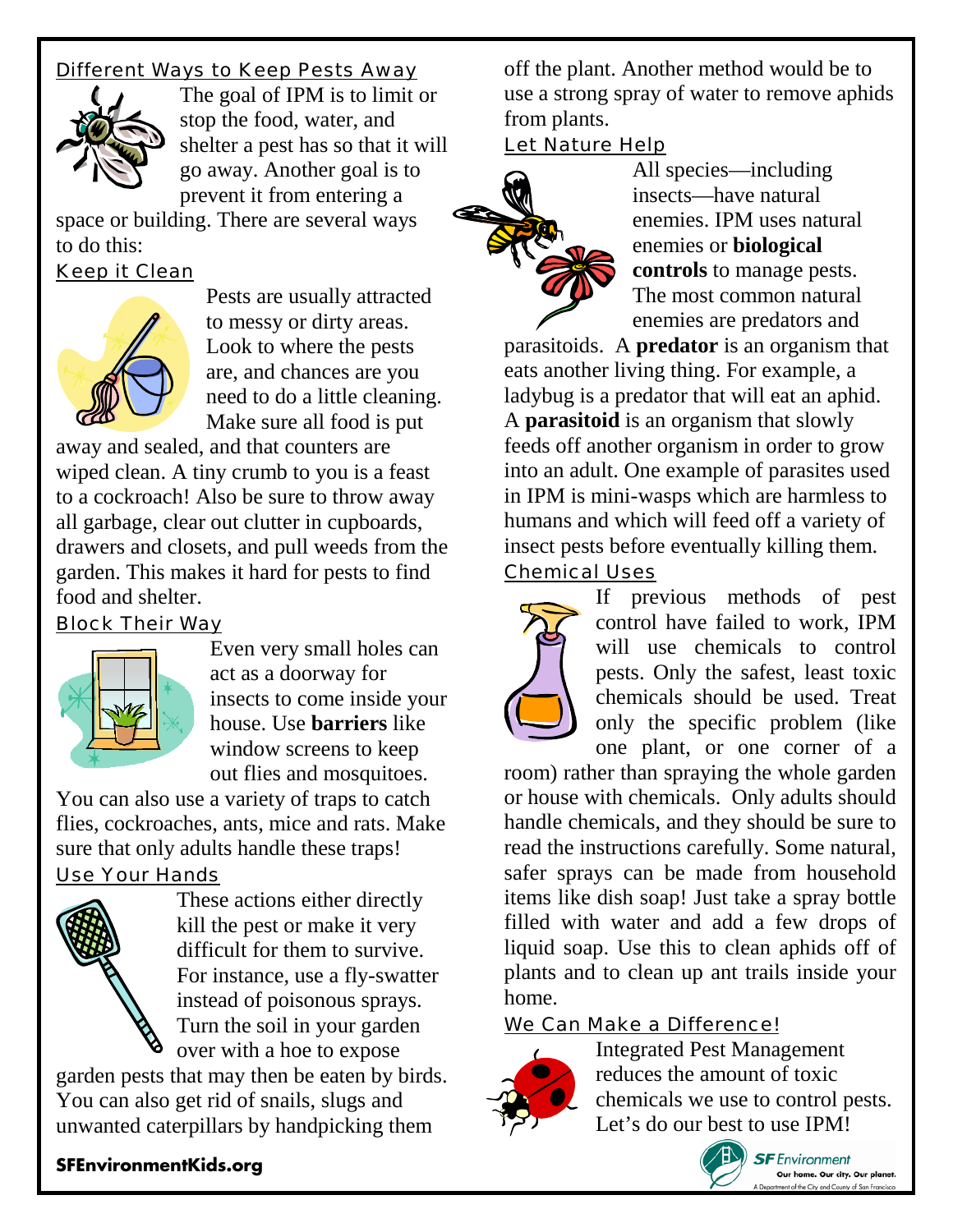## Different Ways to Keep Pests Away

The goal of IPM is to limit or stop the food, water, and shelter a pest has so that it will go away. Another goal is to prevent it from entering a space or building. There are several ways to do this:

### Keep it Clean

Pests are usually attracted to messy or dirty areas. Look to where the pests are, and chances are you need to do a little cleaning. Make sure all food is put away and sealed, and that counters are wiped clean. A tiny crumb to you is a feast to a cockroach! Also be sure to throw away all garbage, clear out clutter in cupboards, drawers and closets, and pull weeds from the garden. This makes it hard for pests to find food and shelter.

### Block Their Way

Even very small holes can act as a doorway for insects to come inside your house. Use **barriers** like window screens to keep out flies and mosquitoes. You can also use a variety of traps to catch flies, cockroaches, ants, mice and rats. Make sure that only adults handle these traps!

### Use Your Hands

These actions either directly kill the pest or make it very difficult for them to survive. For instance, use a fly-swatter instead of poisonous sprays. Turn the soil in your garden over with a hoe to expose garden pests that may then be eaten by birds. You can also get rid of snails, slugs and unwanted caterpillars by handpicking them off the plant. Another method would be to use a strong spray of water to remove aphids from plants.

### Let Nature Help

All species—including insects—have natural enemies. IPM uses natural enemies or **biological controls** to manage pests. The most common natural enemies are predators and parasitoids. A **predator** is an organism that eats another living thing. For example, a ladybug is a predator that will eat an aphid. A **parasitoid** is an organism that slowly feeds off another organism in order to grow into an adult. One example of parasites used in IPM is mini-wasps which are harmless to humans and which will feed off a variety of insect pests before eventually killing them.

### Chemical Uses

If previous methods of pest control have failed to work, IPM will use chemicals to control pests. Only the safest, least toxic chemicals should be used. Treat only the specific problem (like one plant, or one corner of a room) rather than spraying the whole garden or house with chemicals. Only adults should handle chemicals, and they should be sure to read the instructions carefully. Some natural, safer sprays can be made from household items like dish soap! Just take a spray bottle filled with water and add a few drops of liquid soap. Use this to clean aphids off of plants and to clean up ant trails inside your home.

### We Can Make a Difference!

Integrated Pest Management reduces the amount of toxic chemicals we use to control pests. Let's do our best to use IPM!

**SFEnvironmentKids.org**

SF Environment
Our home. Our city. Our planet.
A Department of the City and County of San Francisco